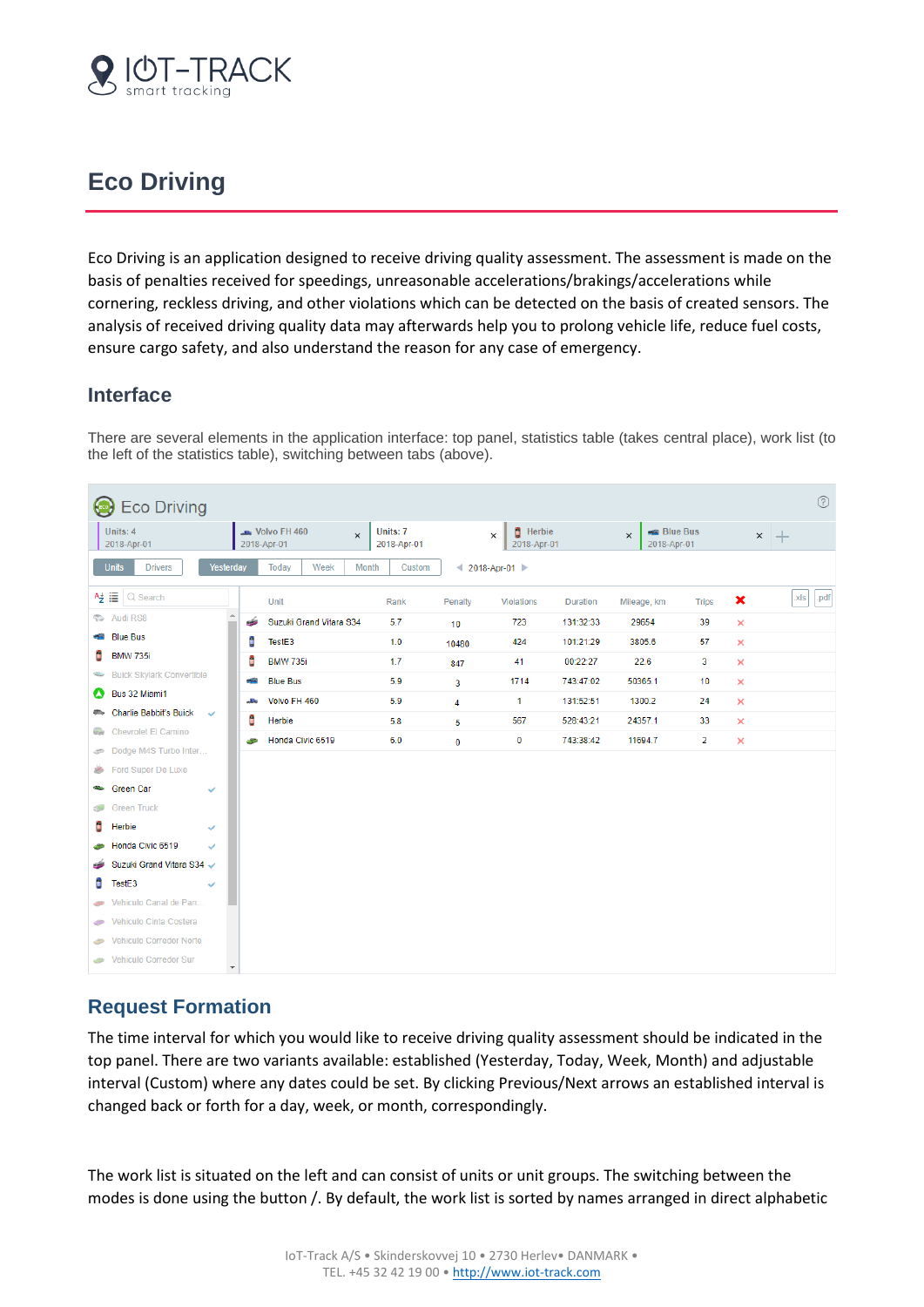# Eco Driving

Eco Driving is an application designed to receive driving quality assessment. The assessment is made on the basis of penalties received for speedings, unreasonable accelerations/brakings/accelerations while cornering, reckless driving, and other violations which can be detected on the basis of created sensors. The analysis of received driving quality data may afterwards help you to prolong vehicle life, reduce fuel costs, ensure cargo safety, and also understand the reason for any case of emergency.

## Interface

There are several elements in the application interface: top panel, statistics table (takes central place), work list (to the left of the statistics table), switching between tabs (above).

## Request Formation

The time interval for which you would like to receive driving quality assessment should be indicated in the top panel. There are two variants available: established (Yesterday, Today, Week, Month) and adjustable interval (Custom) where any dates could be set. By clicking Previous/Next arrows an established interval is changed back or forth for a day, week, or month, correspondingly.

The work list is situated on the left and can consist of units or unit groups. The switching between the modes is done using the button /. By default, the work list is sorted by names arranged in direct alphabetic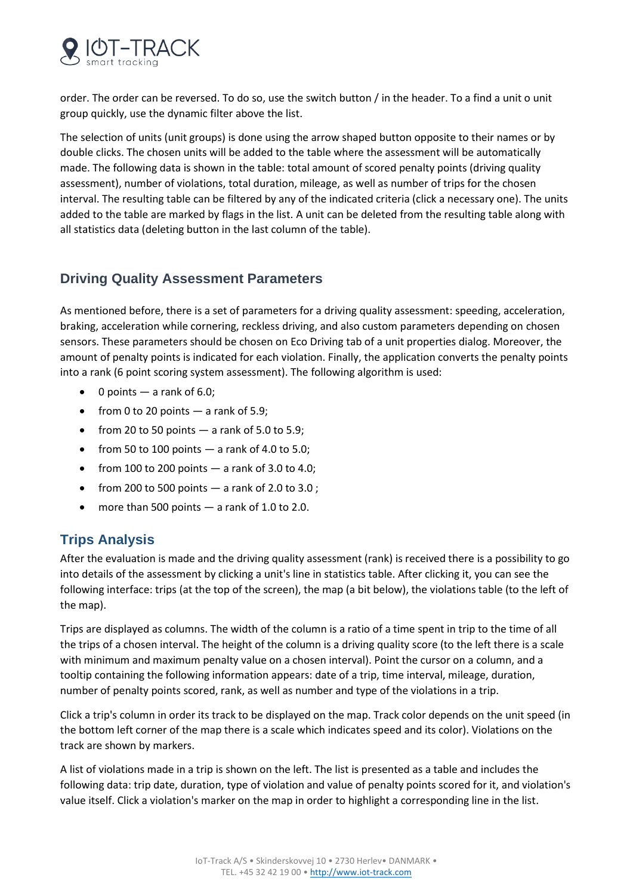order. The order can be reversed. To do so, use the switch button / in the header. To a find a unit o unit group quickly, use the dynamic filter above the list.

The selection of units (unit groups) is done using the arrow shaped button opposite to their names or by double clicks. The chosen units will be added to the table where the assessment will be automatically made. The following data is shown in the table: total amount of scored penalty points (driving quality assessment), number of violations, total duration, mileage, as well as number of trips for the chosen interval. The resulting table can be filtered by any of the indicated criteria (click a necessary one). The units added to the table are marked by flags in the list. A unit can be deleted from the resulting table along with all statistics data (deleting button in the last column of the table).

## Driving Quality Assessment Parameters

As mentioned before, there is a set of parameters for a driving quality assessment: speeding, acceleration, braking, acceleration while cornering, reckless driving, and also custom parameters depending on chosen sensors. These parameters should be chosen on Eco Driving tab of a unit properties dialog. Moreover, the amount of penalty points is indicated for each violation. Finally, the application converts the penalty points into a rank (6 point scoring system assessment). The following algorithm is used:

- 0 points — a rank of 6.0;
- from 0 to 20 points — a rank of 5.9;
- from 20 to 50 points — a rank of 5.0 to 5.9;
- from 50 to 100 points — a rank of 4.0 to 5.0;
- from 100 to 200 points — a rank of 3.0 to 4.0;
- from 200 to 500 points — a rank of 2.0 to 3.0 ;
- more than 500 points — a rank of 1.0 to 2.0.

## Trips Analysis

After the evaluation is made and the driving quality assessment (rank) is received there is a possibility to go into details of the assessment by clicking a unit's line in statistics table. After clicking it, you can see the following interface: trips (at the top of the screen), the map (a bit below), the violations table (to the left of the map).

Trips are displayed as columns. The width of the column is a ratio of a time spent in trip to the time of all the trips of a chosen interval. The height of the column is a driving quality score (to the left there is a scale with minimum and maximum penalty value on a chosen interval). Point the cursor on a column, and a tooltip containing the following information appears: date of a trip, time interval, mileage, duration, number of penalty points scored, rank, as well as number and type of the violations in a trip.

Click a trip's column in order its track to be displayed on the map. Track color depends on the unit speed (in the bottom left corner of the map there is a scale which indicates speed and its color). Violations on the track are shown by markers.

A list of violations made in a trip is shown on the left. The list is presented as a table and includes the following data: trip date, duration, type of violation and value of penalty points scored for it, and violation's value itself. Click a violation's marker on the map in order to highlight a corresponding line in the list.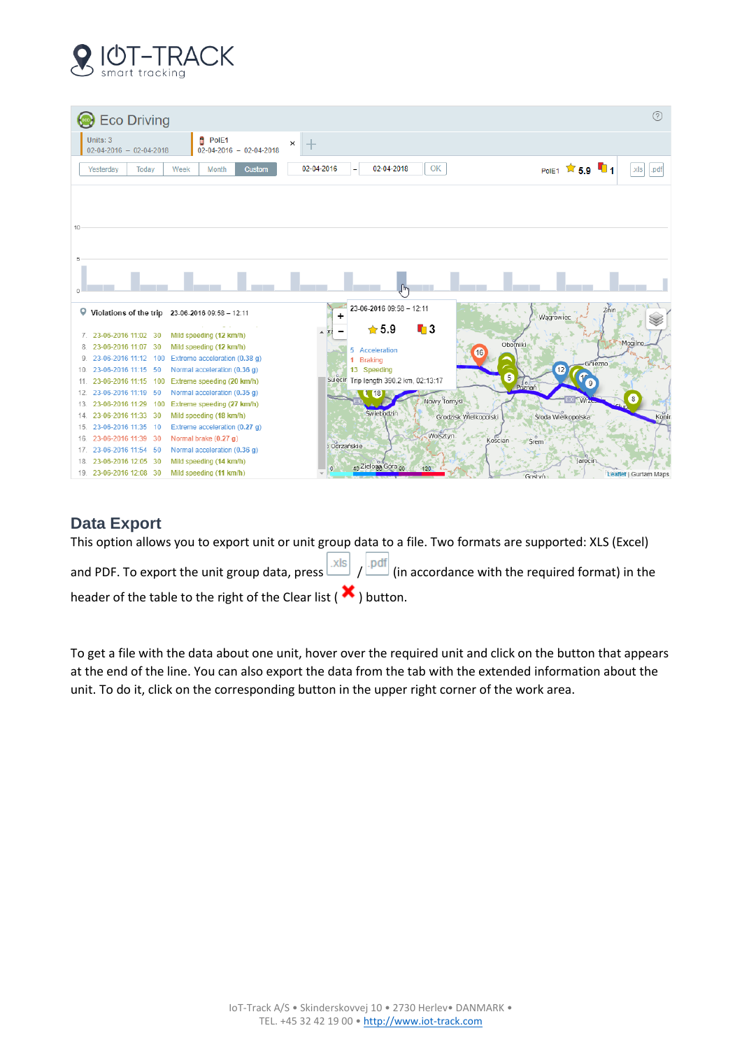## Data Export

This option allows you to export unit or unit group data to a file. Two formats are supported: XLS (Excel) and PDF. To export the unit group data, press .xls / .pdf (in accordance with the required format) in the header of the table to the right of the Clear list ( ✖ ) button.

To get a file with the data about one unit, hover over the required unit and click on the button that appears at the end of the line. You can also export the data from the tab with the extended information about the unit. To do it, click on the corresponding button in the upper right corner of the work area.